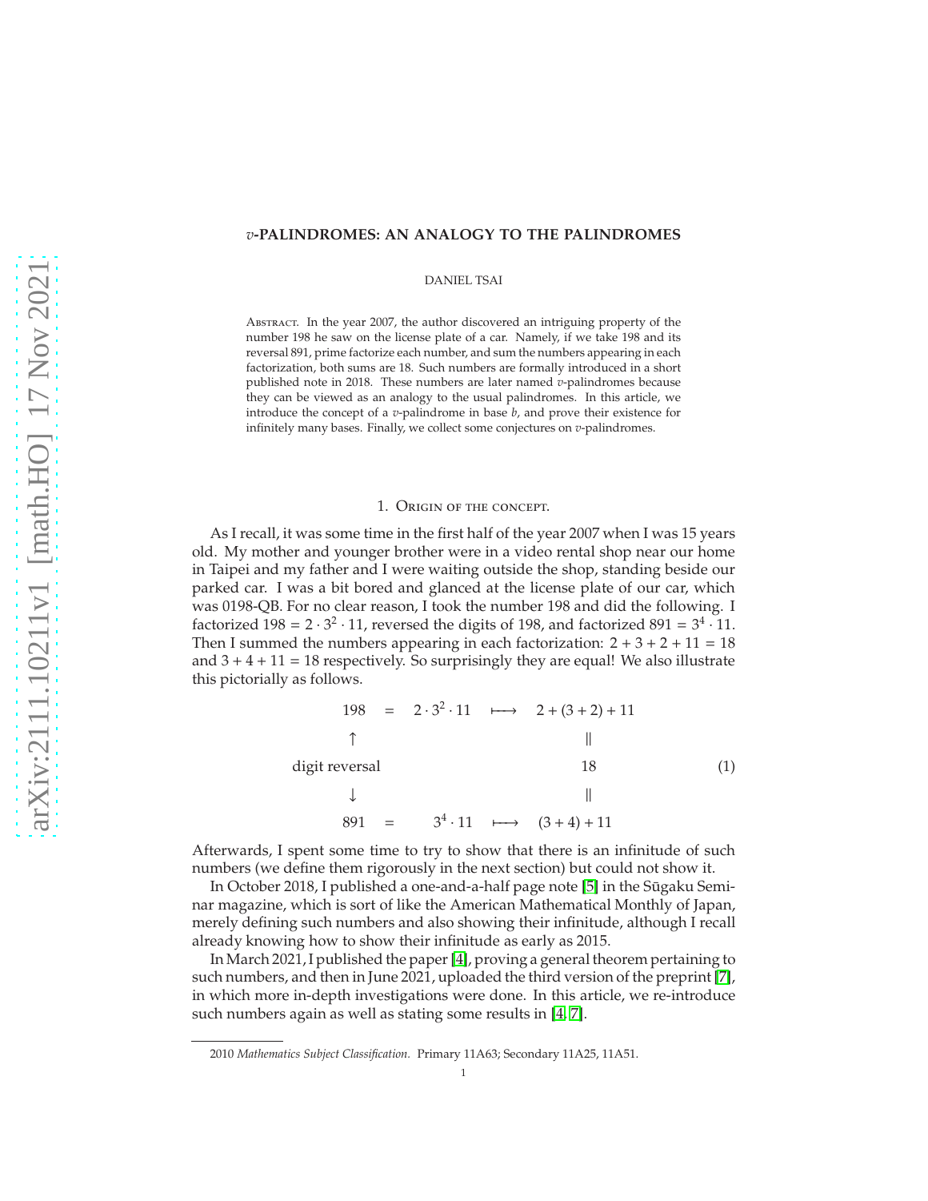# $v$-PALINDROMES: AN ANALOGY TO THE PALINDROMES

DANIEL TSAI

ABSTRACT. In the year 2007, the author discovered an intriguing property of the number 198 he saw on the license plate of a car. Namely, if we take 198 and its reversal 891, prime factorize each number, and sum the numbers appearing in each factorization, both sums are 18. Such numbers are formally introduced in a short published note in 2018. These numbers are later named $v$-palindromes because they can be viewed as an analogy to the usual palindromes. In this article, we introduce the concept of a $v$-palindrome in base $b$, and prove their existence for infinitely many bases. Finally, we collect some conjectures on $v$-palindromes.

## 1. ORIGIN OF THE CONCEPT.

As I recall, it was some time in the first half of the year 2007 when I was 15 years old. My mother and younger brother were in a video rental shop near our home in Taipei and my father and I were waiting outside the shop, standing beside our parked car. I was a bit bored and glanced at the license plate of our car, which was 0198-QB. For no clear reason, I took the number 198 and did the following. I factorized $198 = 2 \cdot 3^2 \cdot 11$, reversed the digits of 198, and factorized $891 = 3^4 \cdot 11$. Then I summed the numbers appearing in each factorization: $2 + 3 + 2 + 11 = 18$ and $3 + 4 + 11 = 18$ respectively. So surprisingly they are equal! We also illustrate this pictorially as follows.

$$
\begin{array}{ccccc}
198 & = & 2 \cdot 3^2 \cdot 11 & \longmapsto & 2 + (3 + 2) + 11 \\
\uparrow & & & & \| \\
\text{digit reversal} & & & & 18 \\
\downarrow & & & & \| \\
891 & = & 3^4 \cdot 11 & \longmapsto & (3 + 4) + 11
\end{array}
\tag{1}
$$

Afterwards, I spent some time to try to show that there is an infinitude of such numbers (we define them rigorously in the next section) but could not show it.

In October 2018, I published a one-and-a-half page note [5] in the Sūgaku Seminar magazine, which is sort of like the American Mathematical Monthly of Japan, merely defining such numbers and also showing their infinitude, although I recall already knowing how to show their infinitude as early as 2015.

In March 2021, I published the paper [4], proving a general theorem pertaining to such numbers, and then in June 2021, uploaded the third version of the preprint [7], in which more in-depth investigations were done. In this article, we re-introduce such numbers again as well as stating some results in [4, 7].

2010 *Mathematics Subject Classification.* Primary 11A63; Secondary 11A25, 11A51.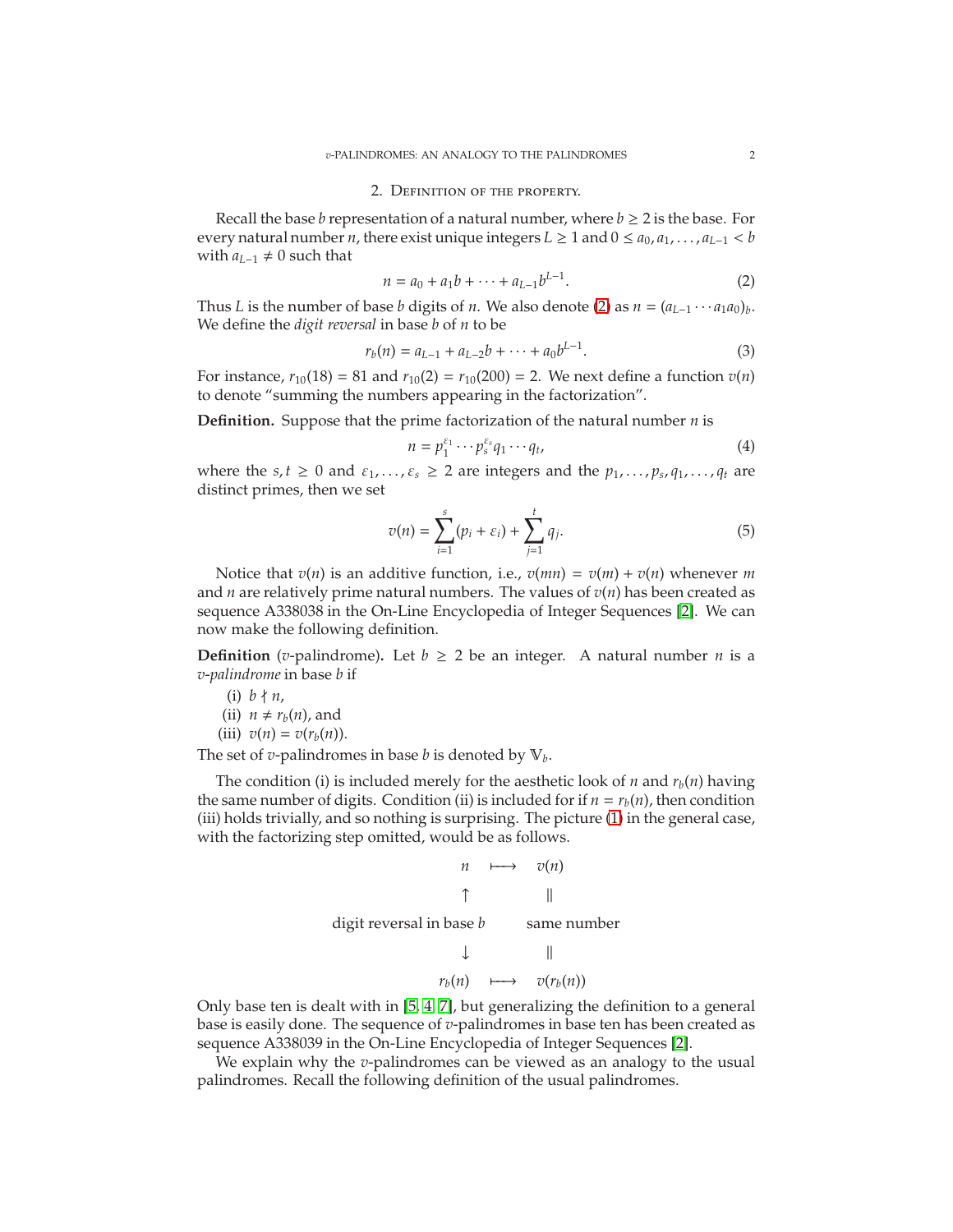## 2. Definition of the property.

Recall the base $b$ representation of a natural number, where $b \geq 2$ is the base. For every natural number $n$, there exist unique integers $L \geq 1$ and $0 \leq a_0, a_1, \ldots, a_{L-1} < b$ with $a_{L-1} \neq 0$ such that

$$n = a_0 + a_1 b + \cdots + a_{L-1} b^{L-1}. \tag{2}$$

Thus $L$ is the number of base $b$ digits of $n$. We also denote (2) as $n = (a_{L-1} \cdots a_1 a_0)_b$. We define the *digit reversal* in base $b$ of $n$ to be

$$r_b(n) = a_{L-1} + a_{L-2} b + \cdots + a_0 b^{L-1}. \tag{3}$$

For instance, $r_{10}(18) = 81$ and $r_{10}(2) = r_{10}(200) = 2$. We next define a function $v(n)$ to denote "summing the numbers appearing in the factorization".

**Definition.** Suppose that the prime factorization of the natural number $n$ is

$$n = p_1^{\varepsilon_1} \cdots p_s^{\varepsilon_s} q_1 \cdots q_t, \tag{4}$$

where the $s, t \geq 0$ and $\varepsilon_1, \ldots, \varepsilon_s \geq 2$ are integers and the $p_1, \ldots, p_s, q_1, \ldots, q_t$ are distinct primes, then we set

$$v(n) = \sum_{i=1}^{s} (p_i + \varepsilon_i) + \sum_{j=1}^{t} q_j. \tag{5}$$

Notice that $v(n)$ is an additive function, i.e., $v(mn) = v(m) + v(n)$ whenever $m$ and $n$ are relatively prime natural numbers. The values of $v(n)$ has been created as sequence A338038 in the On-Line Encyclopedia of Integer Sequences [2]. We can now make the following definition.

**Definition** ($v$-palindrome)**.** Let $b \geq 2$ be an integer. A natural number $n$ is a *$v$-palindrome* in base $b$ if

(i) $b \nmid n$,
(ii) $n \neq r_b(n)$, and
(iii) $v(n) = v(r_b(n))$.

The set of $v$-palindromes in base $b$ is denoted by $\mathbb{V}_b$.

The condition (i) is included merely for the aesthetic look of $n$ and $r_b(n)$ having the same number of digits. Condition (ii) is included for if $n = r_b(n)$, then condition (iii) holds trivially, and so nothing is surprising. The picture (1) in the general case, with the factorizing step omitted, would be as follows.

$$\begin{array}{ccc} n & \longmapsto & v(n) \\ \uparrow & & \| \\ \text{digit reversal in base } b & & \text{same number} \\ \downarrow & & \| \\ r_b(n) & \longmapsto & v(r_b(n)) \end{array}$$

Only base ten is dealt with in [5, 4, 7], but generalizing the definition to a general base is easily done. The sequence of $v$-palindromes in base ten has been created as sequence A338039 in the On-Line Encyclopedia of Integer Sequences [2].

We explain why the $v$-palindromes can be viewed as an analogy to the usual palindromes. Recall the following definition of the usual palindromes.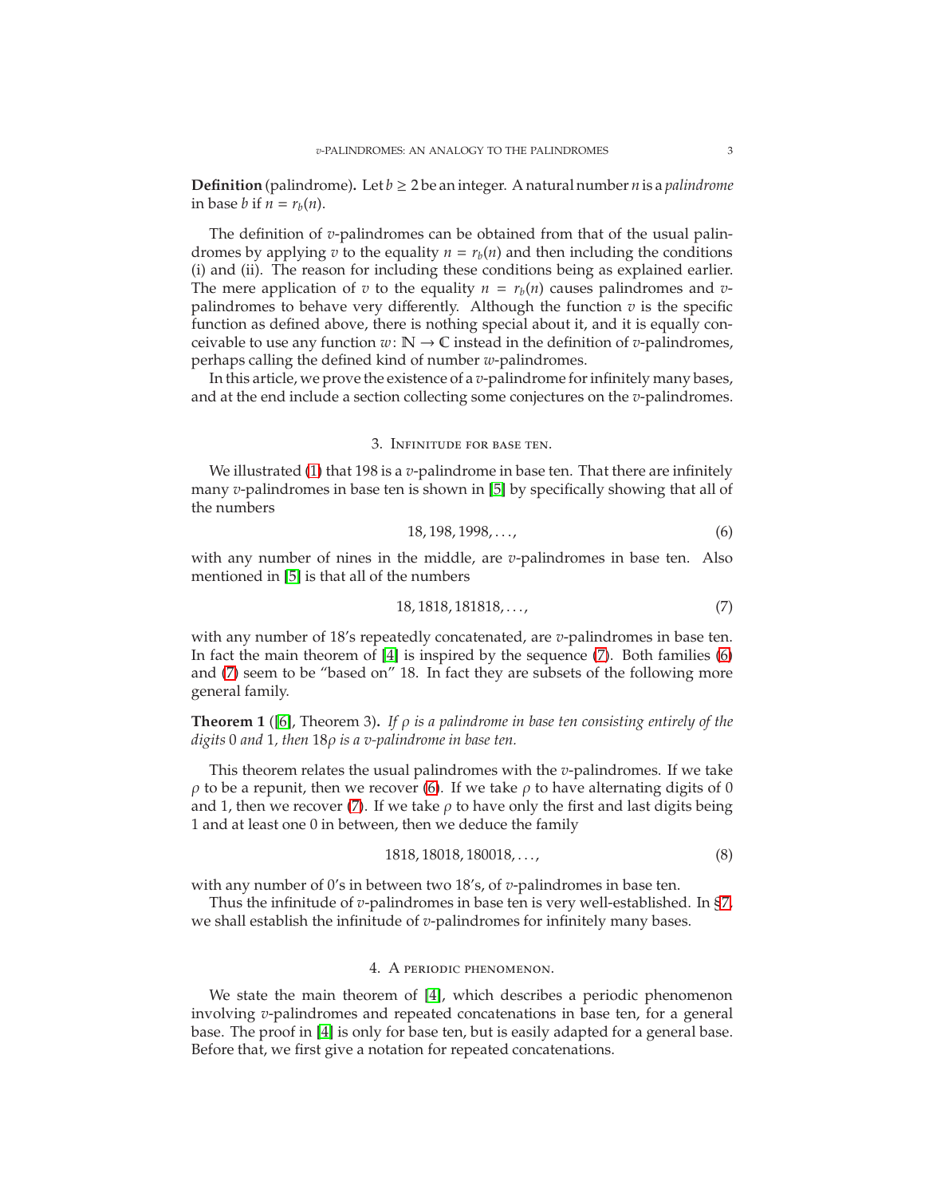**Definition** (palindrome)**.** Let $b \geq 2$ be an integer. A natural number $n$ is a *palindrome* in base $b$ if $n = r_b(n)$.

The definition of $v$-palindromes can be obtained from that of the usual palindromes by applying $v$ to the equality $n = r_b(n)$ and then including the conditions (i) and (ii). The reason for including these conditions being as explained earlier. The mere application of $v$ to the equality $n = r_b(n)$ causes palindromes and $v$-palindromes to behave very differently. Although the function $v$ is the specific function as defined above, there is nothing special about it, and it is equally conceivable to use any function $w \colon \mathbb{N} \to \mathbb{C}$ instead in the definition of $v$-palindromes, perhaps calling the defined kind of number $w$-palindromes.

In this article, we prove the existence of a $v$-palindrome for infinitely many bases, and at the end include a section collecting some conjectures on the $v$-palindromes.

## 3. Infinitude for base ten.

We illustrated (1) that 198 is a $v$-palindrome in base ten. That there are infinitely many $v$-palindromes in base ten is shown in [5] by specifically showing that all of the numbers

$$18, 198, 1998, \ldots, \tag{6}$$

with any number of nines in the middle, are $v$-palindromes in base ten. Also mentioned in [5] is that all of the numbers

$$18, 1818, 181818, \ldots, \tag{7}$$

with any number of 18's repeatedly concatenated, are $v$-palindromes in base ten. In fact the main theorem of [4] is inspired by the sequence (7). Both families (6) and (7) seem to be "based on" 18. In fact they are subsets of the following more general family.

**Theorem 1** ([6], Theorem 3)**.** *If $\rho$ is a palindrome in base ten consisting entirely of the digits 0 and 1, then $18\rho$ is a $v$-palindrome in base ten.*

This theorem relates the usual palindromes with the $v$-palindromes. If we take $\rho$ to be a repunit, then we recover (6). If we take $\rho$ to have alternating digits of 0 and 1, then we recover (7). If we take $\rho$ to have only the first and last digits being 1 and at least one 0 in between, then we deduce the family

$$1818, 18018, 180018, \ldots, \tag{8}$$

with any number of 0's in between two 18's, of $v$-palindromes in base ten.

Thus the infinitude of $v$-palindromes in base ten is very well-established. In §7, we shall establish the infinitude of $v$-palindromes for infinitely many bases.

## 4. A periodic phenomenon.

We state the main theorem of [4], which describes a periodic phenomenon involving $v$-palindromes and repeated concatenations in base ten, for a general base. The proof in [4] is only for base ten, but is easily adapted for a general base. Before that, we first give a notation for repeated concatenations.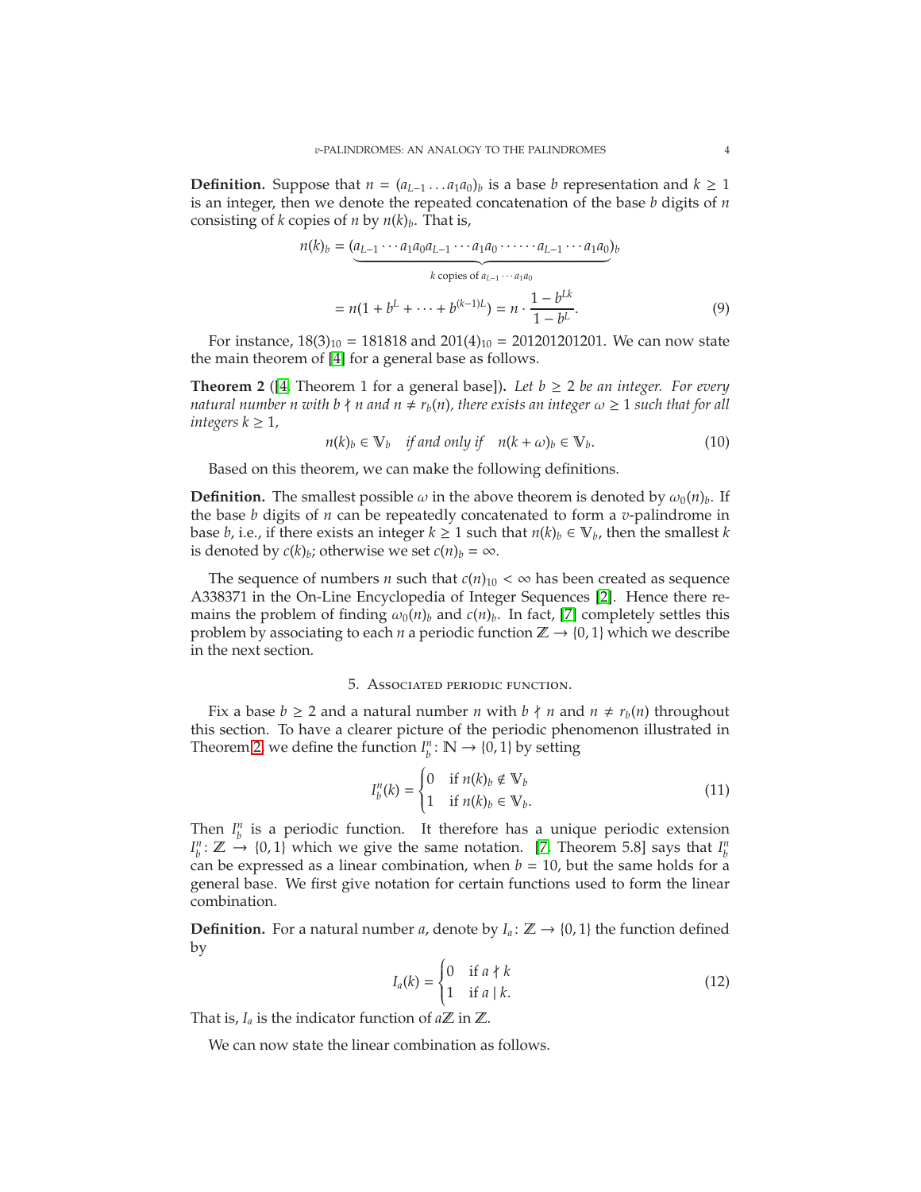**Definition.** Suppose that $n = (a_{L-1} \dots a_1 a_0)_b$ is a base $b$ representation and $k \geq 1$ is an integer, then we denote the repeated concatenation of the base $b$ digits of $n$ consisting of $k$ copies of $n$ by $n(k)_b$. That is,

$$
\begin{aligned}
n(k)_b &= (\underbrace{a_{L-1} \cdots a_1 a_0 a_{L-1} \cdots a_1 a_0 \cdots \cdots a_{L-1} \cdots a_1 a_0}_{k \text{ copies of } a_{L-1} \cdots a_1 a_0})_b \\
&= n(1 + b^L + \cdots + b^{(k-1)L}) = n \cdot \frac{1 - b^{Lk}}{1 - b^L}. \qquad (9)
\end{aligned}
$$

For instance, $18(3)_{10} = 181818$ and $201(4)_{10} = 201201201201$. We can now state the main theorem of [4] for a general base as follows.

**Theorem 2** ([4, Theorem 1 for a general base])**.** *Let $b \geq 2$ be an integer. For every natural number $n$ with $b \nmid n$ and $n \neq r_b(n)$, there exists an integer $\omega \geq 1$ such that for all integers $k \geq 1$,*

$$
n(k)_b \in \mathbb{V}_b \quad \textit{if and only if} \quad n(k + \omega)_b \in \mathbb{V}_b. \qquad (10)
$$

Based on this theorem, we can make the following definitions.

**Definition.** The smallest possible $\omega$ in the above theorem is denoted by $\omega_0(n)_b$. If the base $b$ digits of $n$ can be repeatedly concatenated to form a $v$-palindrome in base $b$, i.e., if there exists an integer $k \geq 1$ such that $n(k)_b \in \mathbb{V}_b$, then the smallest $k$ is denoted by $c(k)_b$; otherwise we set $c(n)_b = \infty$.

The sequence of numbers $n$ such that $c(n)_{10} < \infty$ has been created as sequence A338371 in the On-Line Encyclopedia of Integer Sequences [2]. Hence there remains the problem of finding $\omega_0(n)_b$ and $c(n)_b$. In fact, [7] completely settles this problem by associating to each $n$ a periodic function $\mathbb{Z} \to \{0, 1\}$ which we describe in the next section.

## 5. Associated periodic function.

Fix a base $b \geq 2$ and a natural number $n$ with $b \nmid n$ and $n \neq r_b(n)$ throughout this section. To have a clearer picture of the periodic phenomenon illustrated in Theorem 2, we define the function $I_b^n \colon \mathbb{N} \to \{0, 1\}$ by setting

$$
I_b^n(k) = \begin{cases} 0 & \text{if } n(k)_b \notin \mathbb{V}_b \\ 1 & \text{if } n(k)_b \in \mathbb{V}_b. \end{cases} \qquad (11)
$$

Then $I_b^n$ is a periodic function. It therefore has a unique periodic extension $I_b^n \colon \mathbb{Z} \to \{0, 1\}$ which we give the same notation. [7, Theorem 5.8] says that $I_b^n$ can be expressed as a linear combination, when $b = 10$, but the same holds for a general base. We first give notation for certain functions used to form the linear combination.

**Definition.** For a natural number $a$, denote by $I_a \colon \mathbb{Z} \to \{0, 1\}$ the function defined by

$$
I_a(k) = \begin{cases} 0 & \text{if } a \nmid k \\ 1 & \text{if } a \mid k. \end{cases} \qquad (12)
$$

That is, $I_a$ is the indicator function of $a\mathbb{Z}$ in $\mathbb{Z}$.

We can now state the linear combination as follows.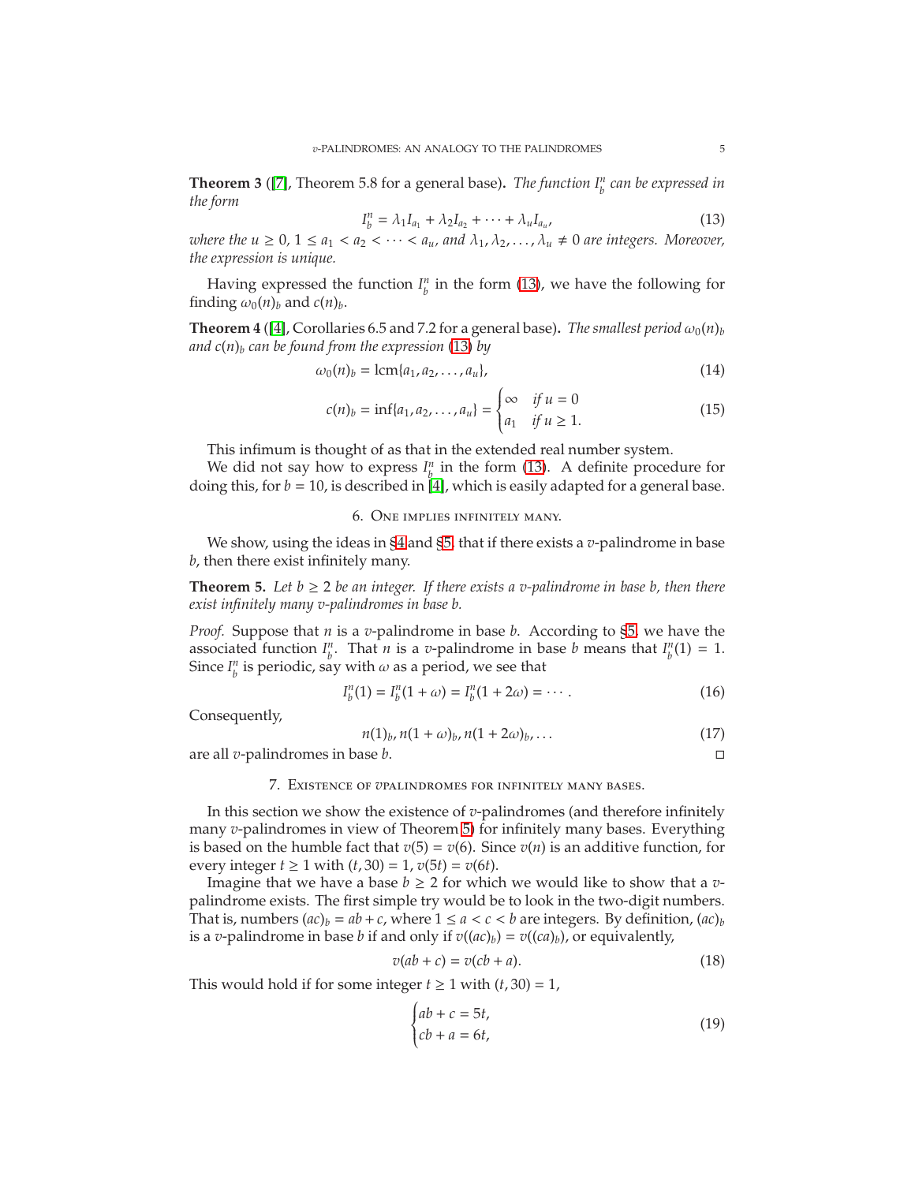**Theorem 3** ([7], Theorem 5.8 for a general base)**.** *The function $I_b^n$ can be expressed in the form*

$$I_b^n = \lambda_1 I_{a_1} + \lambda_2 I_{a_2} + \cdots + \lambda_u I_{a_u}, \tag{13}$$

*where the $u \geq 0$, $1 \leq a_1 < a_2 < \cdots < a_u$, and $\lambda_1, \lambda_2, \ldots, \lambda_u \neq 0$ are integers. Moreover, the expression is unique.*

Having expressed the function $I_b^n$ in the form (13), we have the following for finding $\omega_0(n)_b$ and $c(n)_b$.

**Theorem 4** ([4], Corollaries 6.5 and 7.2 for a general base)**.** *The smallest period $\omega_0(n)_b$ and $c(n)_b$ can be found from the expression (13) by*

$$\omega_0(n)_b = \operatorname{lcm}\{a_1, a_2, \ldots, a_u\}, \tag{14}$$

$$c(n)_b = \inf\{a_1, a_2, \ldots, a_u\} = \begin{cases} \infty & \text{if } u = 0 \\ a_1 & \text{if } u \geq 1. \end{cases} \tag{15}$$

This infimum is thought of as that in the extended real number system.

We did not say how to express $I_b^n$ in the form (13). A definite procedure for doing this, for $b = 10$, is described in [4], which is easily adapted for a general base.

## 6. One implies infinitely many.

We show, using the ideas in §4 and §5, that if there exists a $v$-palindrome in base $b$, then there exist infinitely many.

**Theorem 5.** *Let $b \geq 2$ be an integer. If there exists a $v$-palindrome in base $b$, then there exist infinitely many $v$-palindromes in base $b$.*

*Proof.* Suppose that $n$ is a $v$-palindrome in base $b$. According to §5, we have the associated function $I_b^n$. That $n$ is a $v$-palindrome in base $b$ means that $I_b^n(1) = 1$. Since $I_b^n$ is periodic, say with $\omega$ as a period, we see that

$$I_b^n(1) = I_b^n(1 + \omega) = I_b^n(1 + 2\omega) = \cdots. \tag{16}$$

Consequently,

$$n(1)_b, n(1 + \omega)_b, n(1 + 2\omega)_b, \ldots \tag{17}$$

are all $v$-palindromes in base $b$. □

## 7. Existence of $v$palindromes for infinitely many bases.

In this section we show the existence of $v$-palindromes (and therefore infinitely many $v$-palindromes in view of Theorem 5) for infinitely many bases. Everything is based on the humble fact that $v(5) = v(6)$. Since $v(n)$ is an additive function, for every integer $t \geq 1$ with $(t, 30) = 1$, $v(5t) = v(6t)$.

Imagine that we have a base $b \geq 2$ for which we would like to show that a $v$-palindrome exists. The first simple try would be to look in the two-digit numbers. That is, numbers $(ac)_b = ab + c$, where $1 \leq a < c < b$ are integers. By definition, $(ac)_b$ is a $v$-palindrome in base $b$ if and only if $v((ac)_b) = v((ca)_b)$, or equivalently,

$$v(ab + c) = v(cb + a). \tag{18}$$

This would hold if for some integer $t \geq 1$ with $(t, 30) = 1$,

$$\begin{cases} ab + c = 5t, \\ cb + a = 6t, \end{cases} \tag{19}$$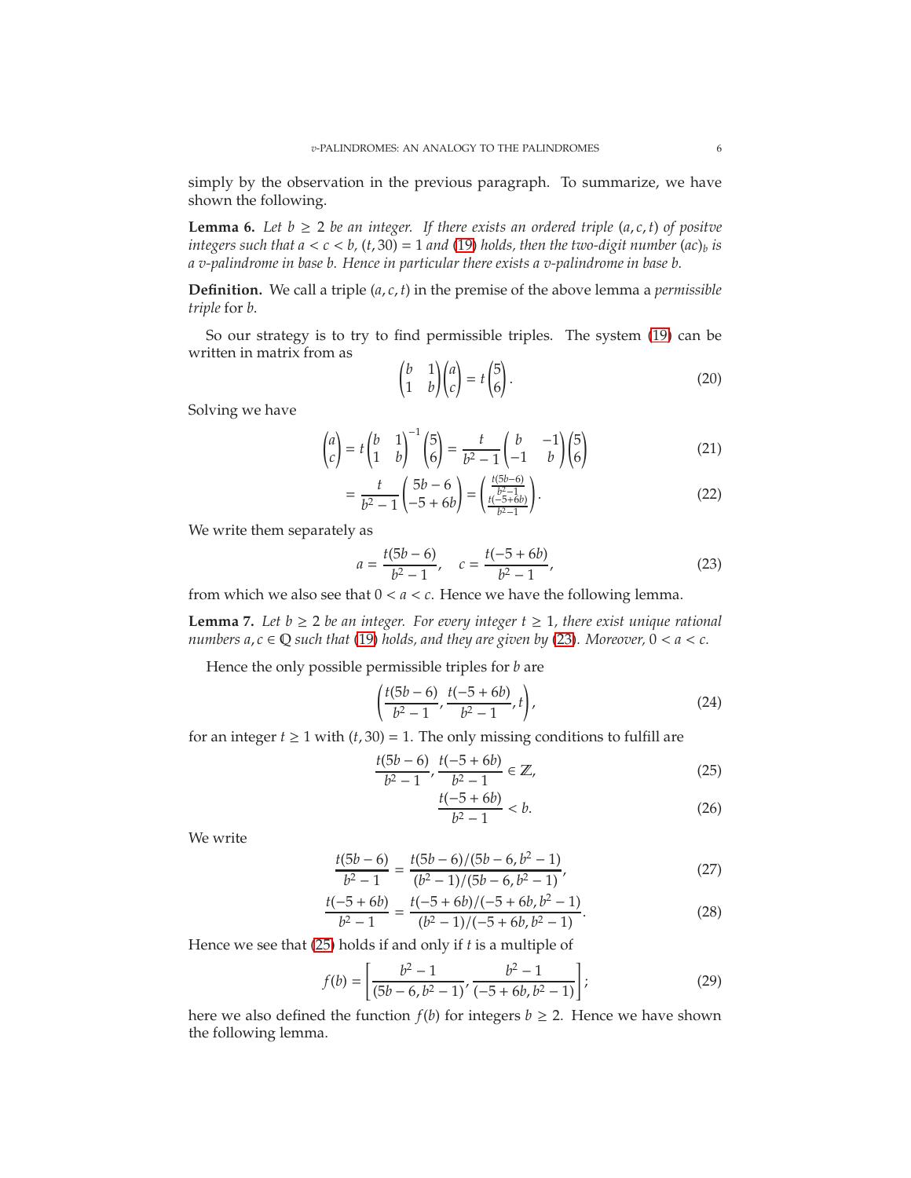simply by the observation in the previous paragraph. To summarize, we have shown the following.

**Lemma 6.** *Let $b \geq 2$ be an integer. If there exists an ordered triple $(a, c, t)$ of positve integers such that $a < c < b$, $(t, 30) = 1$ and (19) holds, then the two-digit number $(ac)_b$ is a v-palindrome in base $b$. Hence in particular there exists a v-palindrome in base $b$.*

**Definition.** We call a triple $(a, c, t)$ in the premise of the above lemma a *permissible triple* for $b$.

So our strategy is to try to find permissible triples. The system (19) can be written in matrix from as

$$\begin{pmatrix} b & 1 \\ 1 & b \end{pmatrix} \begin{pmatrix} a \\ c \end{pmatrix} = t \begin{pmatrix} 5 \\ 6 \end{pmatrix}. \tag{20}$$

Solving we have

$$\begin{pmatrix} a \\ c \end{pmatrix} = t \begin{pmatrix} b & 1 \\ 1 & b \end{pmatrix}^{-1} \begin{pmatrix} 5 \\ 6 \end{pmatrix} = \frac{t}{b^2 - 1} \begin{pmatrix} b & -1 \\ -1 & b \end{pmatrix} \begin{pmatrix} 5 \\ 6 \end{pmatrix} \tag{21}$$

$$= \frac{t}{b^2 - 1} \begin{pmatrix} 5b - 6 \\ -5 + 6b \end{pmatrix} = \begin{pmatrix} \frac{t(5b-6)}{b^2-1} \\ \frac{t(-5+6b)}{b^2-1} \end{pmatrix}. \tag{22}$$

We write them separately as

$$a = \frac{t(5b - 6)}{b^2 - 1}, \quad c = \frac{t(-5 + 6b)}{b^2 - 1}, \tag{23}$$

from which we also see that $0 < a < c$. Hence we have the following lemma.

**Lemma 7.** *Let $b \geq 2$ be an integer. For every integer $t \geq 1$, there exist unique rational numbers $a, c \in \mathbb{Q}$ such that (19) holds, and they are given by (23). Moreover, $0 < a < c$.*

Hence the only possible permissible triples for $b$ are

$$\left( \frac{t(5b - 6)}{b^2 - 1}, \frac{t(-5 + 6b)}{b^2 - 1}, t \right), \tag{24}$$

for an integer $t \geq 1$ with $(t, 30) = 1$. The only missing conditions to fulfill are

$$\frac{t(5b - 6)}{b^2 - 1}, \frac{t(-5 + 6b)}{b^2 - 1} \in \mathbb{Z}, \tag{25}$$

$$\frac{t(-5 + 6b)}{b^2 - 1} < b. \tag{26}$$

We write

$$\frac{t(5b - 6)}{b^2 - 1} = \frac{t(5b - 6)/(5b - 6, b^2 - 1)}{(b^2 - 1)/(5b - 6, b^2 - 1)}, \tag{27}$$

$$\frac{t(-5 + 6b)}{b^2 - 1} = \frac{t(-5 + 6b)/(-5 + 6b, b^2 - 1)}{(b^2 - 1)/(-5 + 6b, b^2 - 1)}. \tag{28}$$

Hence we see that (25) holds if and only if $t$ is a multiple of

$$f(b) = \left[ \frac{b^2 - 1}{(5b - 6, b^2 - 1)}, \frac{b^2 - 1}{(-5 + 6b, b^2 - 1)} \right]; \tag{29}$$

here we also defined the function $f(b)$ for integers $b \geq 2$. Hence we have shown the following lemma.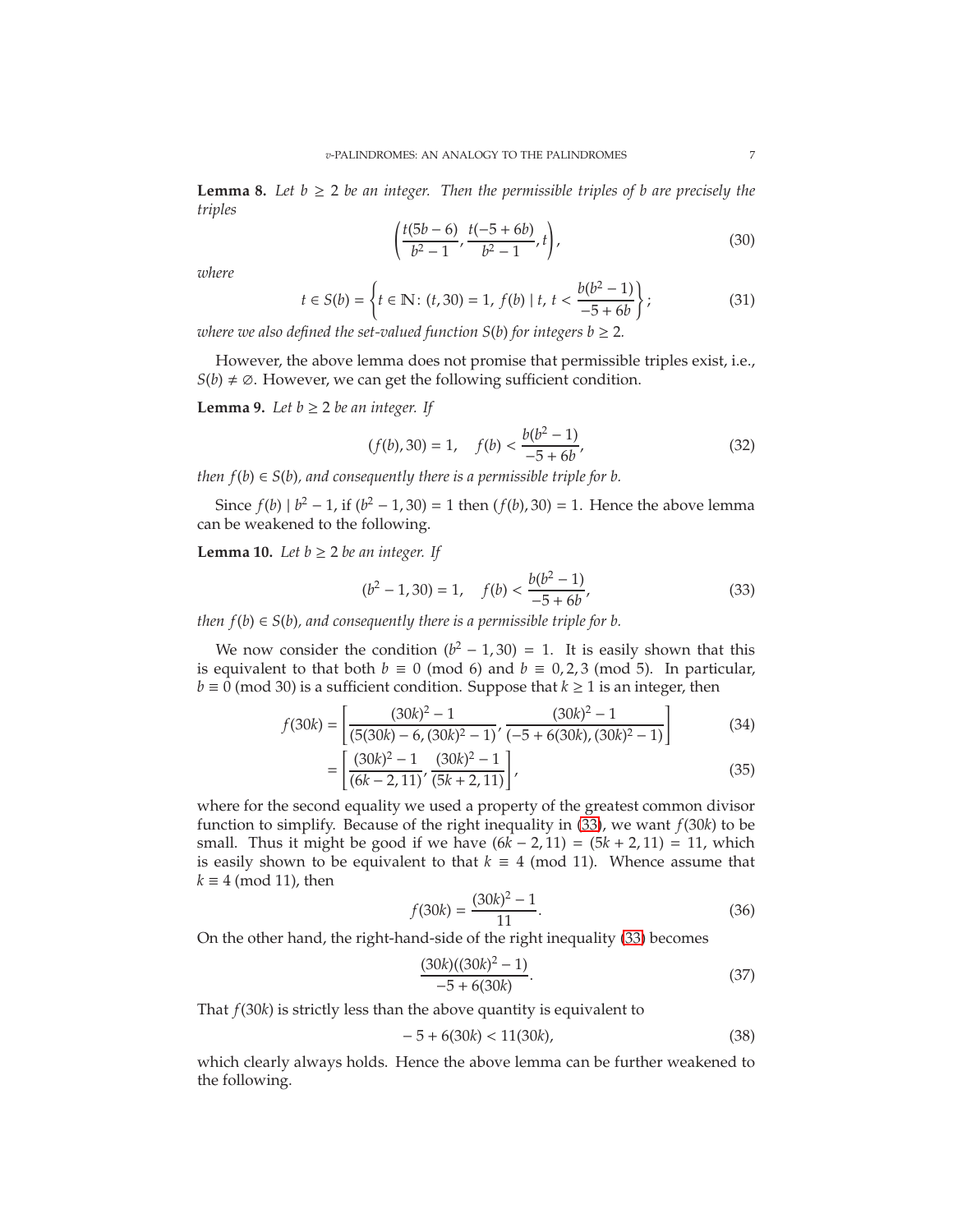**Lemma 8.** *Let $b \geq 2$ be an integer. Then the permissible triples of $b$ are precisely the triples*

$$\left(\frac{t(5b-6)}{b^2-1}, \frac{t(-5+6b)}{b^2-1}, t\right), \tag{30}$$

*where*

$$t \in S(b) = \left\{t \in \mathbb{N} \colon (t, 30) = 1,\ f(b) \mid t,\ t < \frac{b(b^2-1)}{-5+6b}\right\}; \tag{31}$$

*where we also defined the set-valued function $S(b)$ for integers $b \geq 2$.*

However, the above lemma does not promise that permissible triples exist, i.e., $S(b) \neq \emptyset$. However, we can get the following sufficient condition.

**Lemma 9.** *Let $b \geq 2$ be an integer. If*

$$(f(b), 30) = 1, \quad f(b) < \frac{b(b^2-1)}{-5+6b}, \tag{32}$$

*then $f(b) \in S(b)$, and consequently there is a permissible triple for $b$.*

Since $f(b) \mid b^2 - 1$, if $(b^2 - 1, 30) = 1$ then $(f(b), 30) = 1$. Hence the above lemma can be weakened to the following.

**Lemma 10.** *Let $b \geq 2$ be an integer. If*

$$(b^2-1, 30) = 1, \quad f(b) < \frac{b(b^2-1)}{-5+6b}, \tag{33}$$

*then $f(b) \in S(b)$, and consequently there is a permissible triple for $b$.*

We now consider the condition $(b^2 - 1, 30) = 1$. It is easily shown that this is equivalent to that both $b \equiv 0 \pmod 6$ and $b \equiv 0, 2, 3 \pmod 5$. In particular, $b \equiv 0 \pmod{30}$ is a sufficient condition. Suppose that $k \geq 1$ is an integer, then

$$f(30k) = \left[\frac{(30k)^2-1}{(5(30k)-6, (30k)^2-1)}, \frac{(30k)^2-1}{(-5+6(30k), (30k)^2-1)}\right] \tag{34}$$

$$= \left[\frac{(30k)^2-1}{(6k-2, 11)}, \frac{(30k)^2-1}{(5k+2, 11)}\right], \tag{35}$$

where for the second equality we used a property of the greatest common divisor function to simplify. Because of the right inequality in (33), we want $f(30k)$ to be small. Thus it might be good if we have $(6k - 2, 11) = (5k + 2, 11) = 11$, which is easily shown to be equivalent to that $k \equiv 4 \pmod{11}$. Whence assume that $k \equiv 4 \pmod{11}$, then

$$f(30k) = \frac{(30k)^2-1}{11}. \tag{36}$$

On the other hand, the right-hand-side of the right inequality (33) becomes

$$\frac{(30k)((30k)^2-1)}{-5+6(30k)}. \tag{37}$$

That $f(30k)$ is strictly less than the above quantity is equivalent to

$$-5 + 6(30k) < 11(30k), \tag{38}$$

which clearly always holds. Hence the above lemma can be further weakened to the following.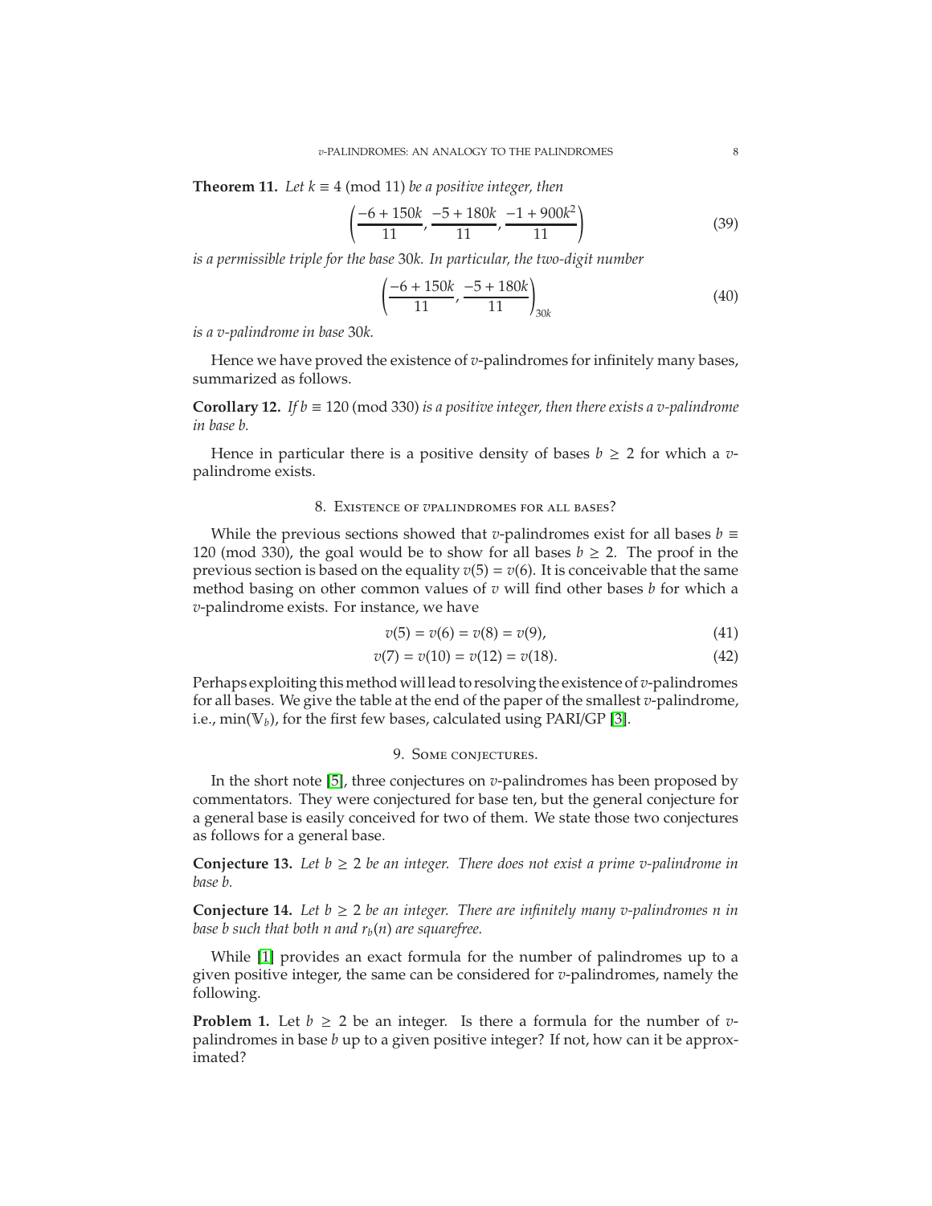**Theorem 11.** *Let $k \equiv 4 \pmod{11}$ be a positive integer, then*

$$\left(\frac{-6+150k}{11}, \frac{-5+180k}{11}, \frac{-1+900k^2}{11}\right) \tag{39}$$

*is a permissible triple for the base $30k$. In particular, the two-digit number*

$$\left(\frac{-6+150k}{11}, \frac{-5+180k}{11}\right)_{30k} \tag{40}$$

*is a $v$-palindrome in base $30k$.*

Hence we have proved the existence of $v$-palindromes for infinitely many bases, summarized as follows.

**Corollary 12.** *If $b \equiv 120 \pmod{330}$ is a positive integer, then there exists a $v$-palindrome in base $b$.*

Hence in particular there is a positive density of bases $b \geq 2$ for which a $v$-palindrome exists.

## 8. Existence of $v$palindromes for all bases?

While the previous sections showed that $v$-palindromes exist for all bases $b \equiv 120 \pmod{330}$, the goal would be to show for all bases $b \geq 2$. The proof in the previous section is based on the equality $v(5) = v(6)$. It is conceivable that the same method basing on other common values of $v$ will find other bases $b$ for which a $v$-palindrome exists. For instance, we have

$$v(5) = v(6) = v(8) = v(9), \tag{41}$$

$$v(7) = v(10) = v(12) = v(18). \tag{42}$$

Perhaps exploiting this method will lead to resolving the existence of $v$-palindromes for all bases. We give the table at the end of the paper of the smallest $v$-palindrome, i.e., $\min(\mathbb{V}_b)$, for the first few bases, calculated using PARI/GP [3].

## 9. Some conjectures.

In the short note [5], three conjectures on $v$-palindromes has been proposed by commentators. They were conjectured for base ten, but the general conjecture for a general base is easily conceived for two of them. We state those two conjectures as follows for a general base.

**Conjecture 13.** *Let $b \geq 2$ be an integer. There does not exist a prime $v$-palindrome in base $b$.*

**Conjecture 14.** *Let $b \geq 2$ be an integer. There are infinitely many $v$-palindromes $n$ in base $b$ such that both $n$ and $r_b(n)$ are squarefree.*

While [1] provides an exact formula for the number of palindromes up to a given positive integer, the same can be considered for $v$-palindromes, namely the following.

**Problem 1.** Let $b \geq 2$ be an integer. Is there a formula for the number of $v$-palindromes in base $b$ up to a given positive integer? If not, how can it be approximated?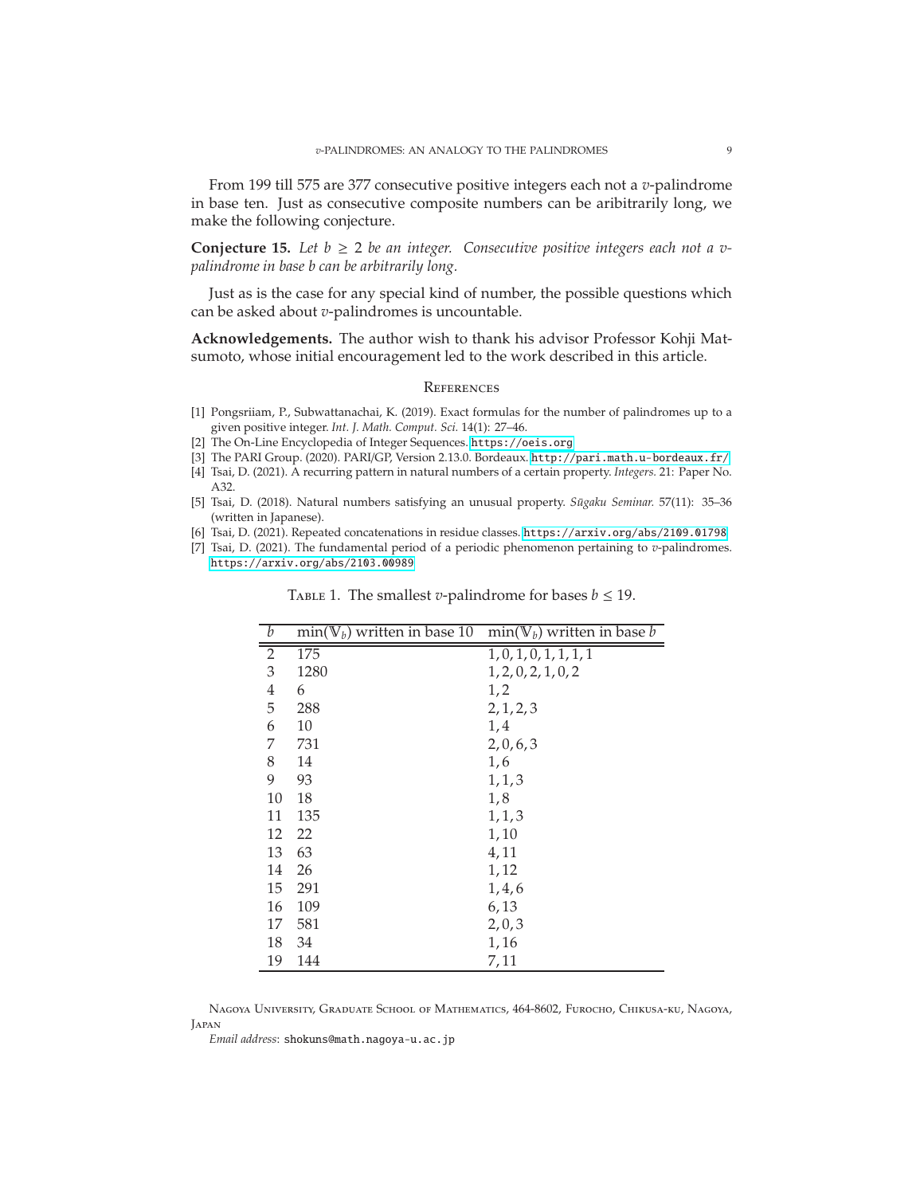From 199 till 575 are 377 consecutive positive integers each not a $v$-palindrome in base ten. Just as consecutive composite numbers can be aribitrarily long, we make the following conjecture.

**Conjecture 15.** *Let $b \geq 2$ be an integer. Consecutive positive integers each not a $v$-palindrome in base $b$ can be arbitrarily long.*

Just as is the case for any special kind of number, the possible questions which can be asked about $v$-palindromes is uncountable.

**Acknowledgements.** The author wish to thank his advisor Professor Kohji Matsumoto, whose initial encouragement led to the work described in this article.

## References

[1] Pongsriiam, P., Subwattanachai, K. (2019). Exact formulas for the number of palindromes up to a given positive integer. *Int. J. Math. Comput. Sci.* 14(1): 27–46.

[2] The On-Line Encyclopedia of Integer Sequences. https://oeis.org

[3] The PARI Group. (2020). PARI/GP, Version 2.13.0. Bordeaux. http://pari.math.u-bordeaux.fr/

[4] Tsai, D. (2021). A recurring pattern in natural numbers of a certain property. *Integers.* 21: Paper No. A32.

[5] Tsai, D. (2018). Natural numbers satisfying an unusual property. *Sūgaku Seminar.* 57(11): 35–36 (written in Japanese).

[6] Tsai, D. (2021). Repeated concatenations in residue classes. https://arxiv.org/abs/2109.01798

[7] Tsai, D. (2021). The fundamental period of a periodic phenomenon pertaining to $v$-palindromes. https://arxiv.org/abs/2103.00989

Table 1. The smallest $v$-palindrome for bases $b \leq 19$.

| $b$ | $\min(\mathbb{V}_b)$ written in base 10 | $\min(\mathbb{V}_b)$ written in base $b$ |
|---|---|---|
| 2 | 175 | 1, 0, 1, 0, 1, 1, 1, 1 |
| 3 | 1280 | 1, 2, 0, 2, 1, 0, 2 |
| 4 | 6 | 1, 2 |
| 5 | 288 | 2, 1, 2, 3 |
| 6 | 10 | 1, 4 |
| 7 | 731 | 2, 0, 6, 3 |
| 8 | 14 | 1, 6 |
| 9 | 93 | 1, 1, 3 |
| 10 | 18 | 1, 8 |
| 11 | 135 | 1, 1, 3 |
| 12 | 22 | 1, 10 |
| 13 | 63 | 4, 11 |
| 14 | 26 | 1, 12 |
| 15 | 291 | 1, 4, 6 |
| 16 | 109 | 6, 13 |
| 17 | 581 | 2, 0, 3 |
| 18 | 34 | 1, 16 |
| 19 | 144 | 7, 11 |

Nagoya University, Graduate School of Mathematics, 464-8602, Furocho, Chikusa-ku, Nagoya, Japan

*Email address*: shokuns@math.nagoya-u.ac.jp